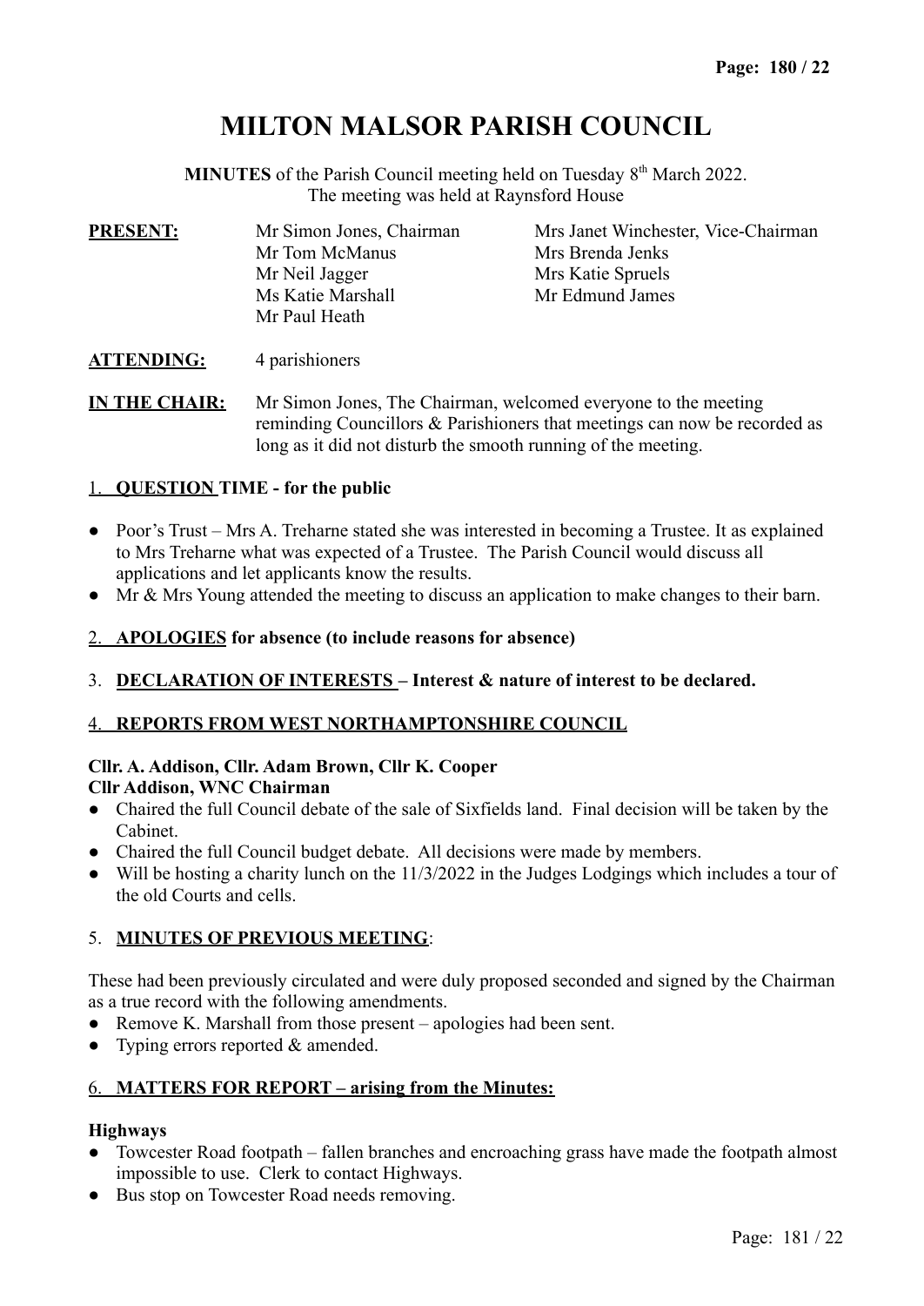# MILTON MALSOR PARISH COUNCIL

**MINUTES** of the Parish Council meeting held on Tuesday 8th March 2022.
The meeting was held at Raynsford House

**PRESENT:**

Mr Simon Jones, Chairman
Mrs Janet Winchester, Vice-Chairman
Mr Tom McManus
Mrs Brenda Jenks
Mr Neil Jagger
Mrs Katie Spruels
Ms Katie Marshall
Mr Edmund James
Mr Paul Heath

**ATTENDING:** 4 parishioners

**IN THE CHAIR:** Mr Simon Jones, The Chairman, welcomed everyone to the meeting reminding Councillors & Parishioners that meetings can now be recorded as long as it did not disturb the smooth running of the meeting.

## 1. QUESTION TIME - for the public

- Poor's Trust – Mrs A. Treharne stated she was interested in becoming a Trustee. It as explained to Mrs Treharne what was expected of a Trustee. The Parish Council would discuss all applications and let applicants know the results.
- Mr & Mrs Young attended the meeting to discuss an application to make changes to their barn.

## 2. APOLOGIES for absence (to include reasons for absence)

## 3. DECLARATION OF INTERESTS – Interest & nature of interest to be declared.

## 4. REPORTS FROM WEST NORTHAMPTONSHIRE COUNCIL

**Cllr. A. Addison, Cllr. Adam Brown, Cllr K. Cooper**
**Cllr Addison, WNC Chairman**

- Chaired the full Council debate of the sale of Sixfields land. Final decision will be taken by the Cabinet.
- Chaired the full Council budget debate. All decisions were made by members.
- Will be hosting a charity lunch on the 11/3/2022 in the Judges Lodgings which includes a tour of the old Courts and cells.

## 5. MINUTES OF PREVIOUS MEETING:

These had been previously circulated and were duly proposed seconded and signed by the Chairman as a true record with the following amendments.

- Remove K. Marshall from those present – apologies had been sent.
- Typing errors reported & amended.

## 6. MATTERS FOR REPORT – arising from the Minutes:

**Highways**

- Towcester Road footpath – fallen branches and encroaching grass have made the footpath almost impossible to use. Clerk to contact Highways.
- Bus stop on Towcester Road needs removing.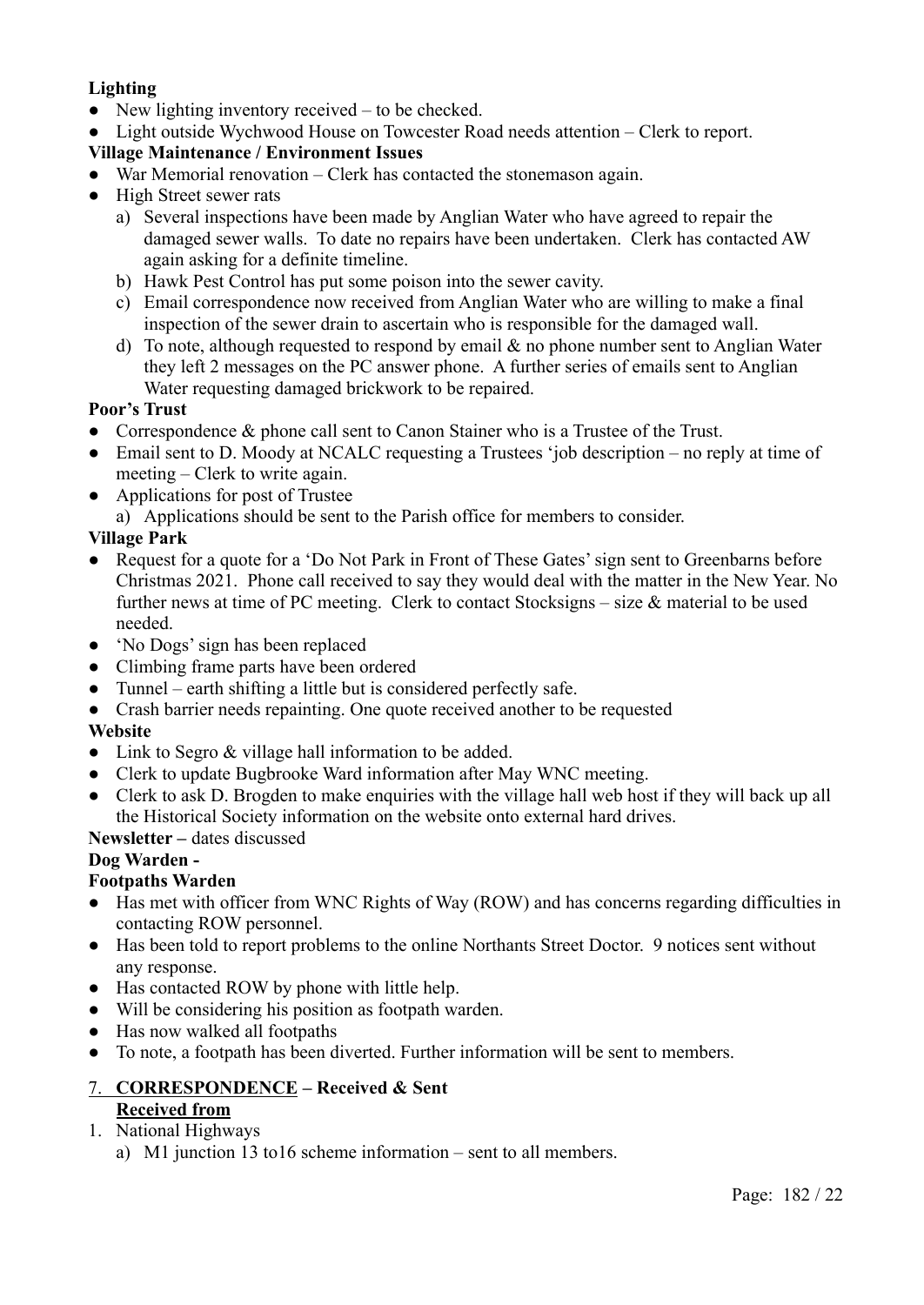**Lighting**

- New lighting inventory received – to be checked.
- Light outside Wychwood House on Towcester Road needs attention – Clerk to report.

**Village Maintenance / Environment Issues**

- War Memorial renovation – Clerk has contacted the stonemason again.
- High Street sewer rats
  a) Several inspections have been made by Anglian Water who have agreed to repair the damaged sewer walls. To date no repairs have been undertaken. Clerk has contacted AW again asking for a definite timeline.
  b) Hawk Pest Control has put some poison into the sewer cavity.
  c) Email correspondence now received from Anglian Water who are willing to make a final inspection of the sewer drain to ascertain who is responsible for the damaged wall.
  d) To note, although requested to respond by email & no phone number sent to Anglian Water they left 2 messages on the PC answer phone. A further series of emails sent to Anglian Water requesting damaged brickwork to be repaired.

**Poor's Trust**

- Correspondence & phone call sent to Canon Stainer who is a Trustee of the Trust.
- Email sent to D. Moody at NCALC requesting a Trustees 'job description – no reply at time of meeting – Clerk to write again.
- Applications for post of Trustee
  a) Applications should be sent to the Parish office for members to consider.

**Village Park**

- Request for a quote for a 'Do Not Park in Front of These Gates' sign sent to Greenbarns before Christmas 2021. Phone call received to say they would deal with the matter in the New Year. No further news at time of PC meeting. Clerk to contact Stocksigns – size & material to be used needed.
- 'No Dogs' sign has been replaced
- Climbing frame parts have been ordered
- Tunnel – earth shifting a little but is considered perfectly safe.
- Crash barrier needs repainting. One quote received another to be requested

**Website**

- Link to Segro & village hall information to be added.
- Clerk to update Bugbrooke Ward information after May WNC meeting.
- Clerk to ask D. Brogden to make enquiries with the village hall web host if they will back up all the Historical Society information on the website onto external hard drives.

**Newsletter –** dates discussed

**Dog Warden -**

**Footpaths Warden**

- Has met with officer from WNC Rights of Way (ROW) and has concerns regarding difficulties in contacting ROW personnel.
- Has been told to report problems to the online Northants Street Doctor. 9 notices sent without any response.
- Has contacted ROW by phone with little help.
- Will be considering his position as footpath warden.
- Has now walked all footpaths
- To note, a footpath has been diverted. Further information will be sent to members.

7. **CORRESPONDENCE – Received & Sent**

   **Received from**

1. National Highways
   a) M1 junction 13 to16 scheme information – sent to all members.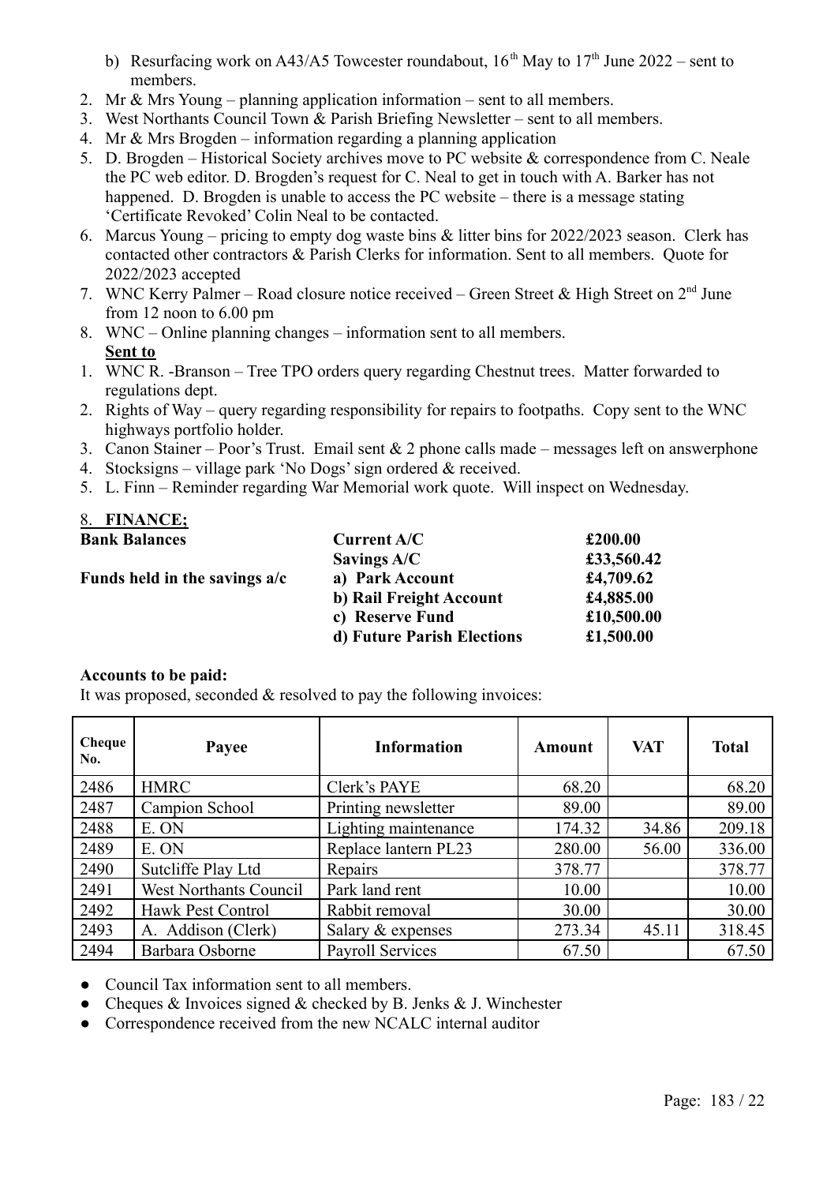b) Resurfacing work on A43/A5 Towcester roundabout, 16th May to 17th June 2022 – sent to members.
2. Mr & Mrs Young – planning application information – sent to all members.
3. West Northants Council Town & Parish Briefing Newsletter – sent to all members.
4. Mr & Mrs Brogden – information regarding a planning application
5. D. Brogden – Historical Society archives move to PC website & correspondence from C. Neale the PC web editor. D. Brogden's request for C. Neal to get in touch with A. Barker has not happened. D. Brogden is unable to access the PC website – there is a message stating 'Certificate Revoked' Colin Neal to be contacted.
6. Marcus Young – pricing to empty dog waste bins & litter bins for 2022/2023 season. Clerk has contacted other contractors & Parish Clerks for information. Sent to all members. Quote for 2022/2023 accepted
7. WNC Kerry Palmer – Road closure notice received – Green Street & High Street on 2nd June from 12 noon to 6.00 pm
8. WNC – Online planning changes – information sent to all members.

**Sent to**

1. WNC R. -Branson – Tree TPO orders query regarding Chestnut trees. Matter forwarded to regulations dept.
2. Rights of Way – query regarding responsibility for repairs to footpaths. Copy sent to the WNC highways portfolio holder.
3. Canon Stainer – Poor's Trust. Email sent & 2 phone calls made – messages left on answerphone
4. Stocksigns – village park 'No Dogs' sign ordered & received.
5. L. Finn – Reminder regarding War Memorial work quote. Will inspect on Wednesday.

## 8. FINANCE;

| | | |
|---|---|---|
| **Bank Balances** | **Current A/C** | **£200.00** |
| | **Savings A/C** | **£33,560.42** |
| **Funds held in the savings a/c** | **a) Park Account** | **£4,709.62** |
| | **b) Rail Freight Account** | **£4,885.00** |
| | **c) Reserve Fund** | **£10,500.00** |
| | **d) Future Parish Elections** | **£1,500.00** |

**Accounts to be paid:**

It was proposed, seconded & resolved to pay the following invoices:

| Cheque No. | Payee | Information | Amount | VAT | Total |
|---|---|---|---|---|---|
| 2486 | HMRC | Clerk's PAYE | 68.20 | | 68.20 |
| 2487 | Campion School | Printing newsletter | 89.00 | | 89.00 |
| 2488 | E. ON | Lighting maintenance | 174.32 | 34.86 | 209.18 |
| 2489 | E. ON | Replace lantern PL23 | 280.00 | 56.00 | 336.00 |
| 2490 | Sutcliffe Play Ltd | Repairs | 378.77 | | 378.77 |
| 2491 | West Northants Council | Park land rent | 10.00 | | 10.00 |
| 2492 | Hawk Pest Control | Rabbit removal | 30.00 | | 30.00 |
| 2493 | A. Addison (Clerk) | Salary & expenses | 273.34 | 45.11 | 318.45 |
| 2494 | Barbara Osborne | Payroll Services | 67.50 | | 67.50 |

- Council Tax information sent to all members.
- Cheques & Invoices signed & checked by B. Jenks & J. Winchester
- Correspondence received from the new NCALC internal auditor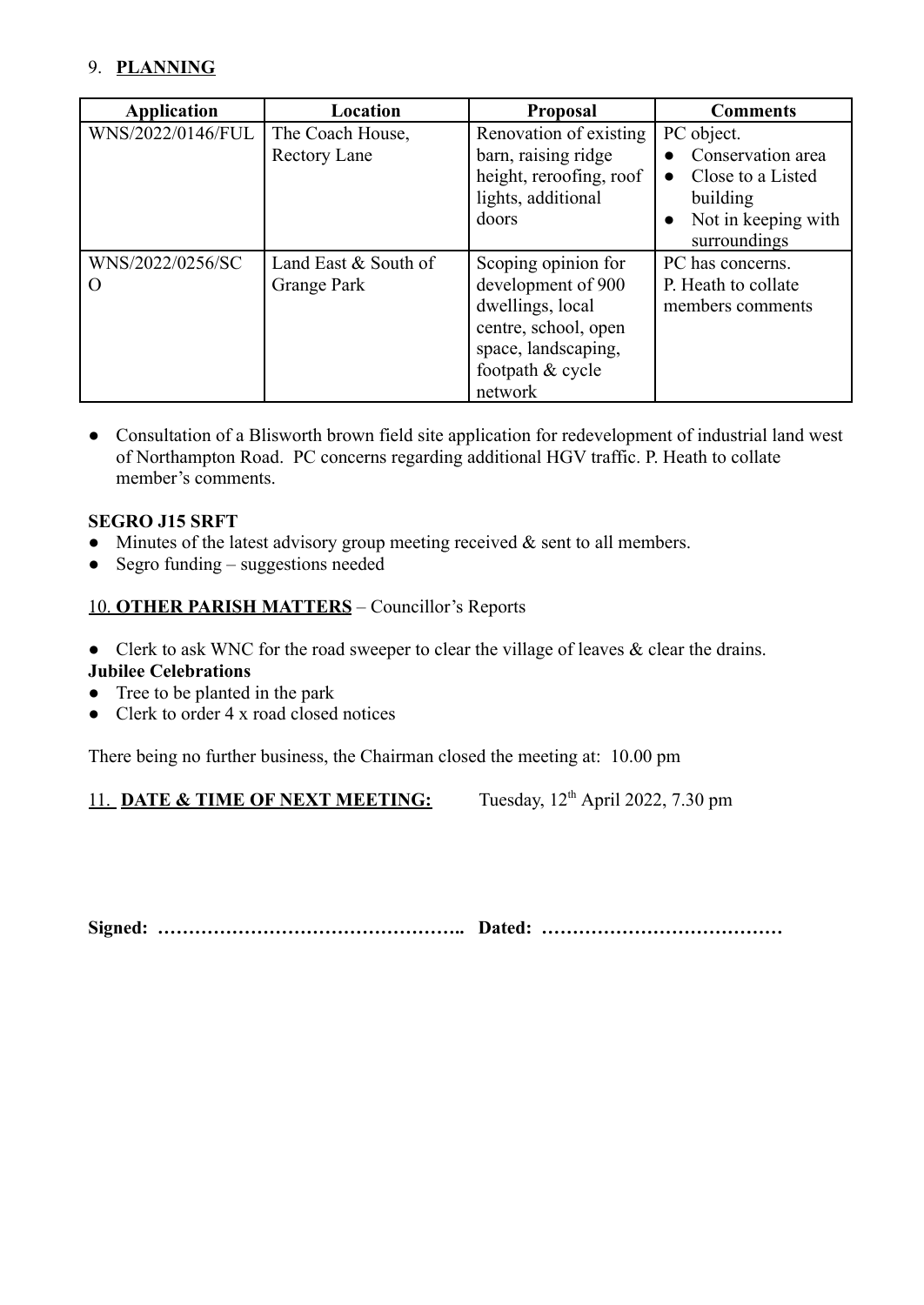## 9. **PLANNING**

| Application | Location | Proposal | Comments |
|---|---|---|---|
| WNS/2022/0146/FUL | The Coach House, Rectory Lane | Renovation of existing barn, raising ridge height, reroofing, roof lights, additional doors | PC object.<br>• Conservation area<br>• Close to a Listed building<br>• Not in keeping with surroundings |
| WNS/2022/0256/SCO | Land East & South of Grange Park | Scoping opinion for development of 900 dwellings, local centre, school, open space, landscaping, footpath & cycle network | PC has concerns. P. Heath to collate members comments |

- Consultation of a Blisworth brown field site application for redevelopment of industrial land west of Northampton Road. PC concerns regarding additional HGV traffic. P. Heath to collate member's comments.

**SEGRO J15 SRFT**

- Minutes of the latest advisory group meeting received & sent to all members.
- Segro funding – suggestions needed

## 10. **OTHER PARISH MATTERS** – Councillor's Reports

- Clerk to ask WNC for the road sweeper to clear the village of leaves & clear the drains.

**Jubilee Celebrations**

- Tree to be planted in the park
- Clerk to order 4 x road closed notices

There being no further business, the Chairman closed the meeting at: 10.00 pm

## 11. **DATE & TIME OF NEXT MEETING:** Tuesday, 12th April 2022, 7.30 pm

**Signed: ………………………………………….. Dated: …………………………………**